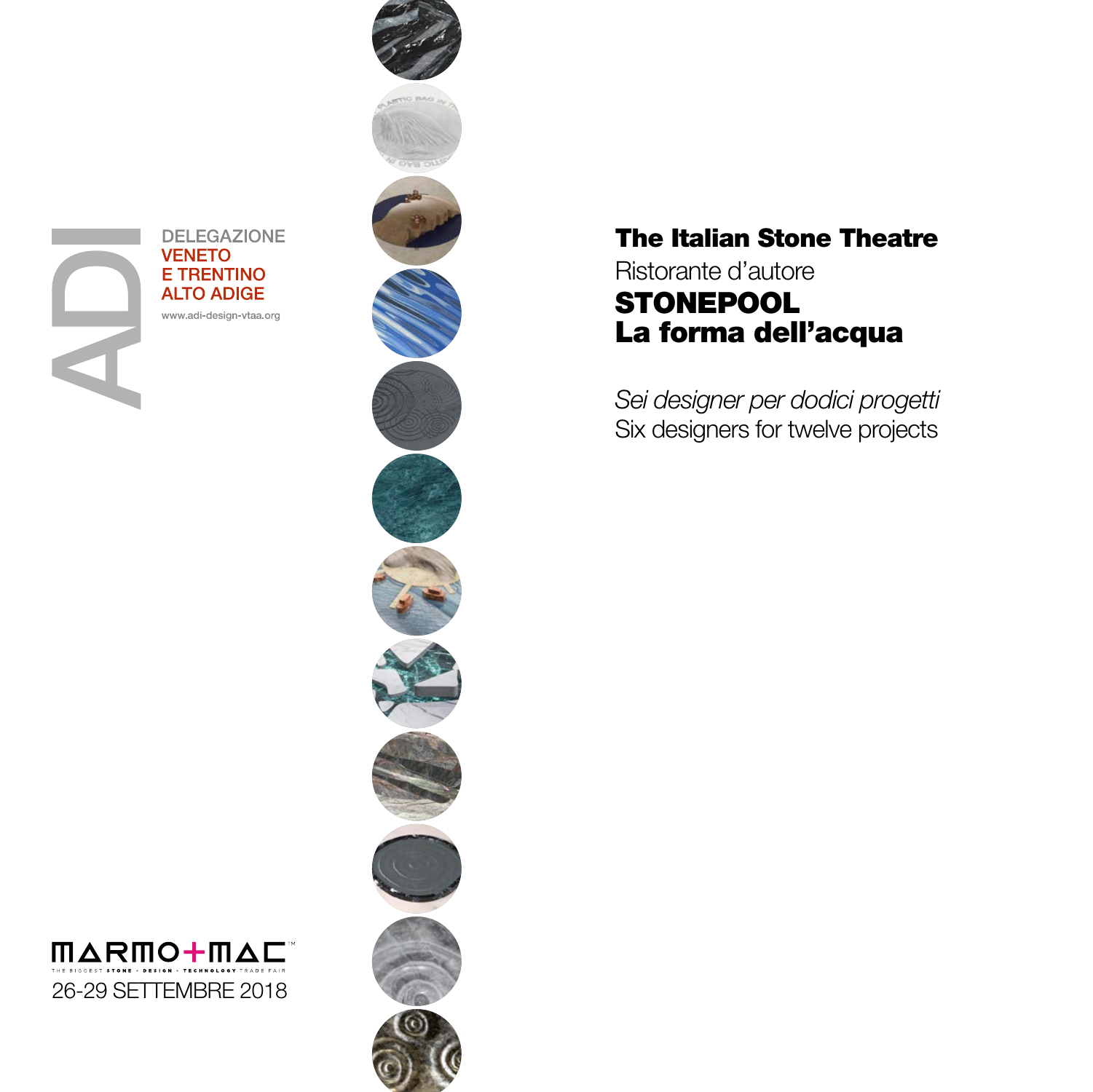ADI

DELEGAZIONE
VENETO
E TRENTINO
ALTO ADIGE

www.adi-design-vtaa.org

# The Italian Stone Theatre

Ristorante d'autore

## STONEPOOL
## La forma dell'acqua

*Sei designer per dodici progetti*
Six designers for twelve projects

MARMO+MAC™
THE BIGGEST STONE + DESIGN + TECHNOLOGY TRADE FAIR

26-29 SETTEMBRE 2018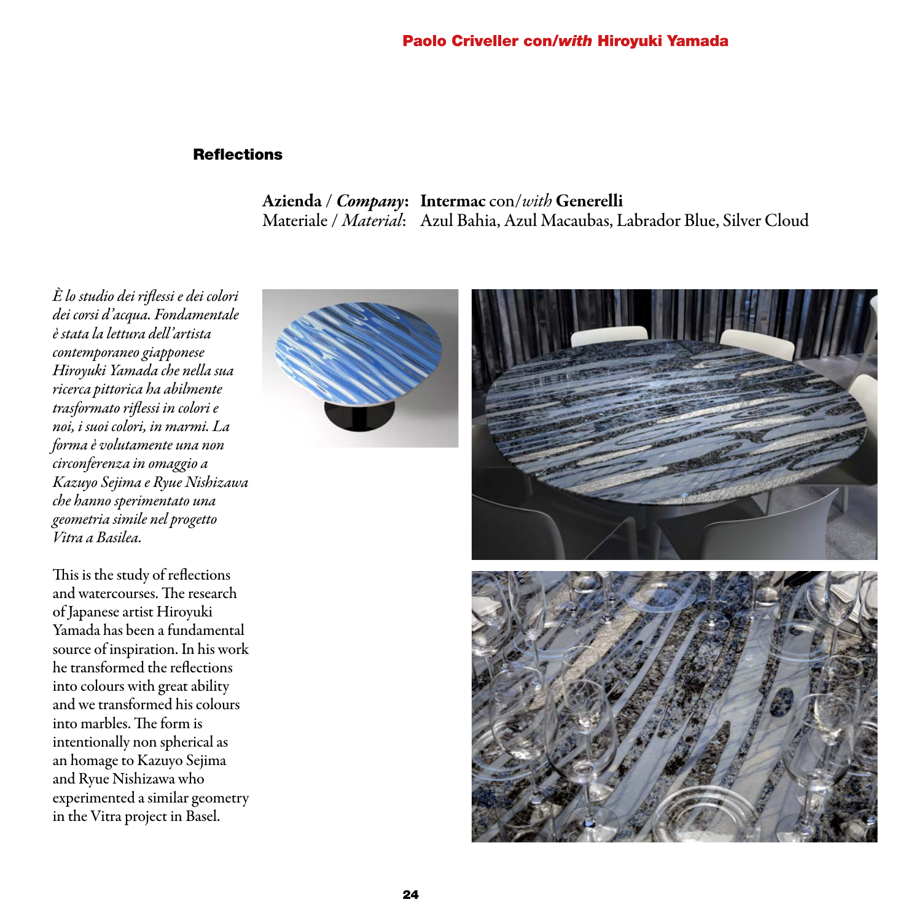Paolo Criveller con/*with* Hiroyuki Yamada

## Reflections

**Azienda / *Company*: Intermac** con/*with* **Generelli**
Materiale / *Material*: Azul Bahia, Azul Macaubas, Labrador Blue, Silver Cloud

*È lo studio dei riflessi e dei colori dei corsi d'acqua. Fondamentale è stata la lettura dell'artista contemporaneo giapponese Hiroyuki Yamada che nella sua ricerca pittorica ha abilmente trasformato riflessi in colori e noi, i suoi colori, in marmi. La forma è volutamente una non circonferenza in omaggio a Kazuyo Sejima e Ryue Nishizawa che hanno sperimentato una geometria simile nel progetto Vitra a Basilea.*

This is the study of reflections and watercourses. The research of Japanese artist Hiroyuki Yamada has been a fundamental source of inspiration. In his work he transformed the reflections into colours with great ability and we transformed his colours into marbles. The form is intentionally non spherical as an homage to Kazuyo Sejima and Ryue Nishizawa who experimented a similar geometry in the Vitra project in Basel.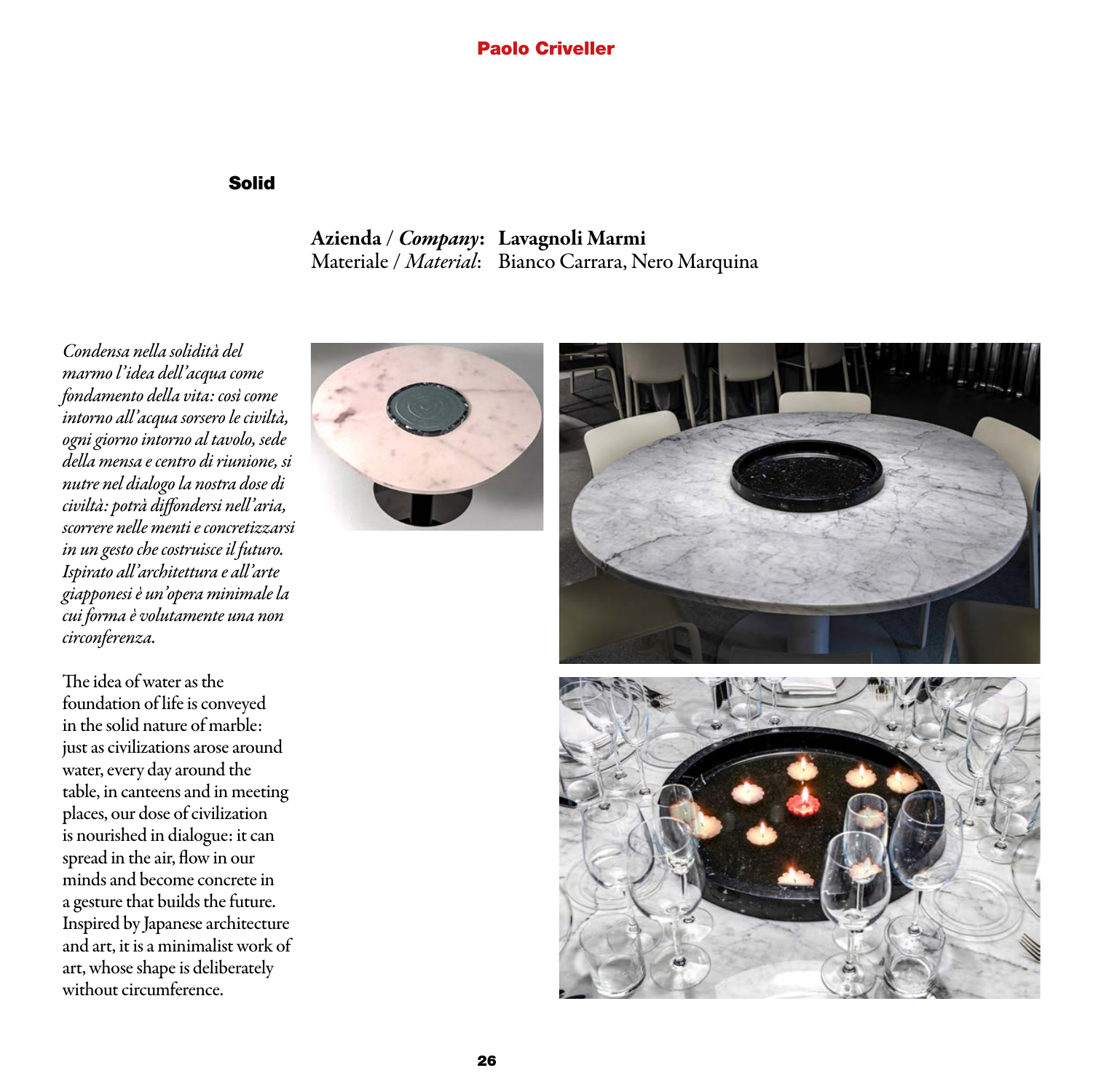## Paolo Criveller

### Solid

**Azienda / *Company*: Lavagnoli Marmi**
Materiale / *Material*: Bianco Carrara, Nero Marquina

*Condensa nella solidità del marmo l'idea dell'acqua come fondamento della vita: così come intorno all'acqua sorsero le civiltà, ogni giorno intorno al tavolo, sede della mensa e centro di riunione, si nutre nel dialogo la nostra dose di civiltà: potrà diffondersi nell'aria, scorrere nelle menti e concretizzarsi in un gesto che costruisce il futuro. Ispirato all'architettura e all'arte giapponesi è un'opera minimale la cui forma è volutamente una non circonferenza.*

The idea of water as the foundation of life is conveyed in the solid nature of marble: just as civilizations arose around water, every day around the table, in canteens and in meeting places, our dose of civilization is nourished in dialogue: it can spread in the air, flow in our minds and become concrete in a gesture that builds the future. Inspired by Japanese architecture and art, it is a minimalist work of art, whose shape is deliberately without circumference.